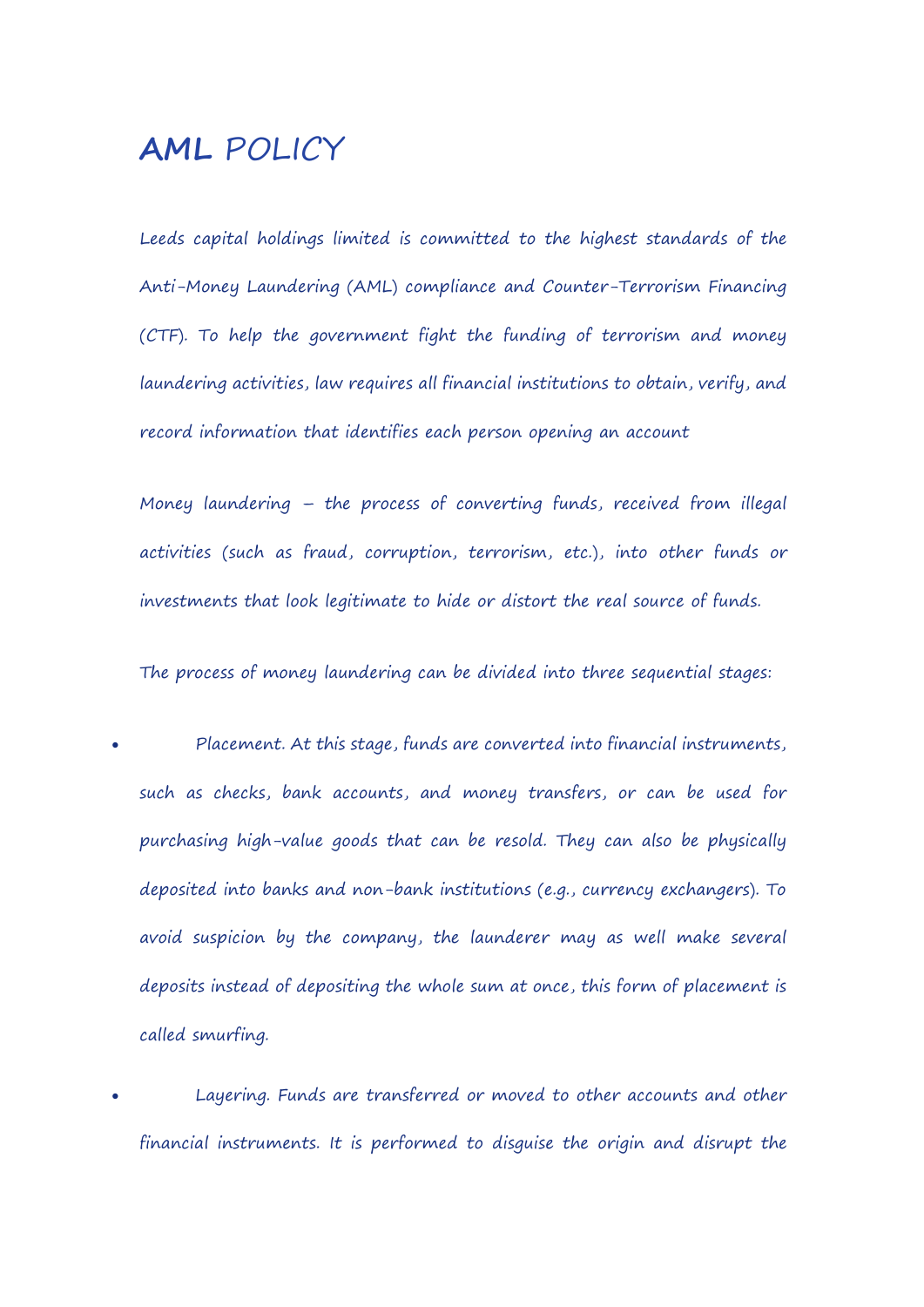# **AML** POLICY

Leeds capital holdings limited is committed to the highest standards of the Anti-Money Laundering (AML) compliance and Counter-Terrorism Financing (CTF). To help the government fight the funding of terrorism and money laundering activities, law requires all financial institutions to obtain, verify, and record information that identifies each person opening an account

Money laundering – the process of converting funds, received from illegal activities (such as fraud, corruption, terrorism, etc.), into other funds or investments that look legitimate to hide or distort the real source of funds.

The process of money laundering can be divided into three sequential stages:

- Placement. At this stage, funds are converted into financial instruments, such as checks, bank accounts, and money transfers, or can be used for purchasing high-value goods that can be resold. They can also be physically deposited into banks and non-bank institutions (e.g., currency exchangers). To avoid suspicion by the company, the launderer may as well make several deposits instead of depositing the whole sum at once, this form of placement is called smurfing.
- Layering. Funds are transferred or moved to other accounts and other financial instruments. It is performed to disguise the origin and disrupt the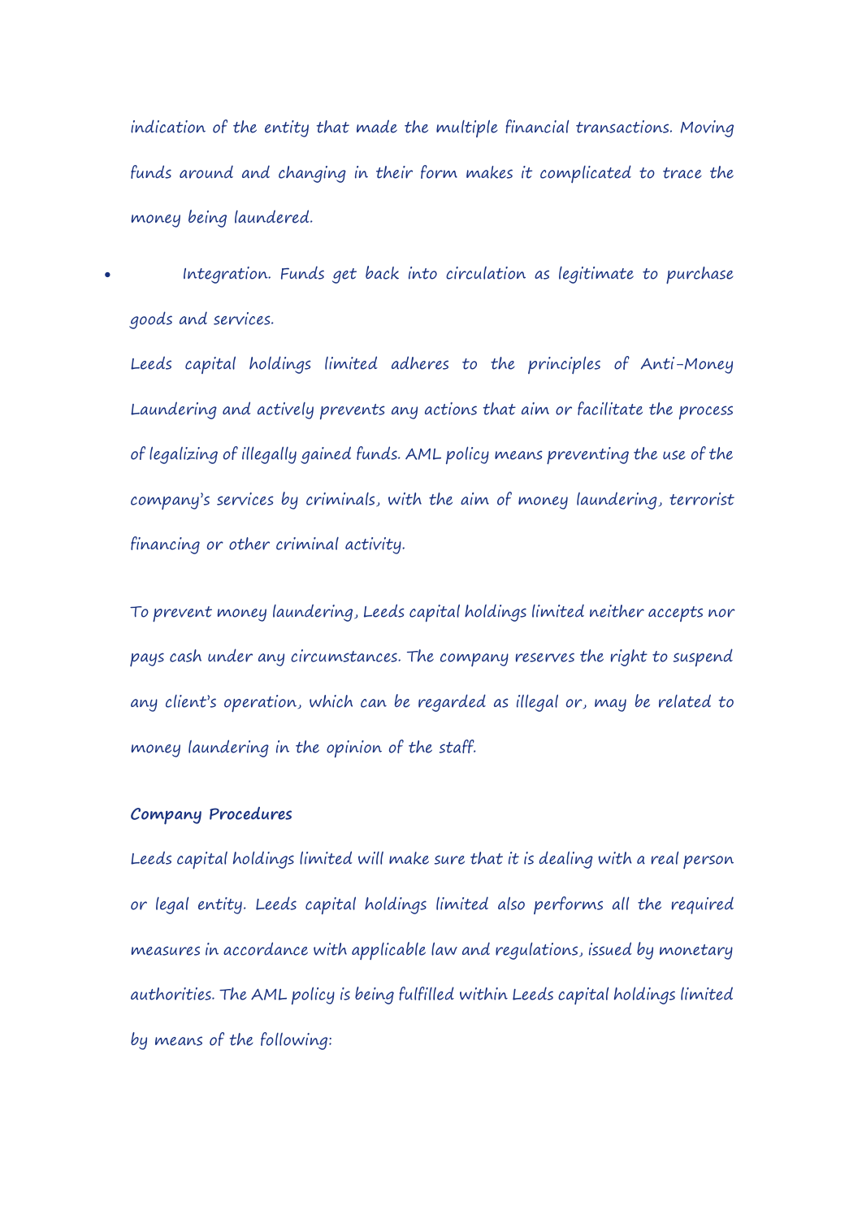indication of the entity that made the multiple financial transactions. Moving funds around and changing in their form makes it complicated to trace the money being laundered.

- Integration. Funds get back into circulation as legitimate to purchase goods and services.

Leeds capital holdings limited adheres to the principles of Anti-Money Laundering and actively prevents any actions that aim or facilitate the process of legalizing of illegally gained funds. AML policy means preventing the use of the company's services by criminals, with the aim of money laundering, terrorist financing or other criminal activity.

To prevent money laundering, Leeds capital holdings limited neither accepts nor pays cash under any circumstances. The company reserves the right to suspend any client's operation, which can be regarded as illegal or, may be related to money laundering in the opinion of the staff.

**Company Procedures**

Leeds capital holdings limited will make sure that it is dealing with a real person or legal entity. Leeds capital holdings limited also performs all the required measures in accordance with applicable law and regulations, issued by monetary authorities. The AML policy is being fulfilled within Leeds capital holdings limited by means of the following: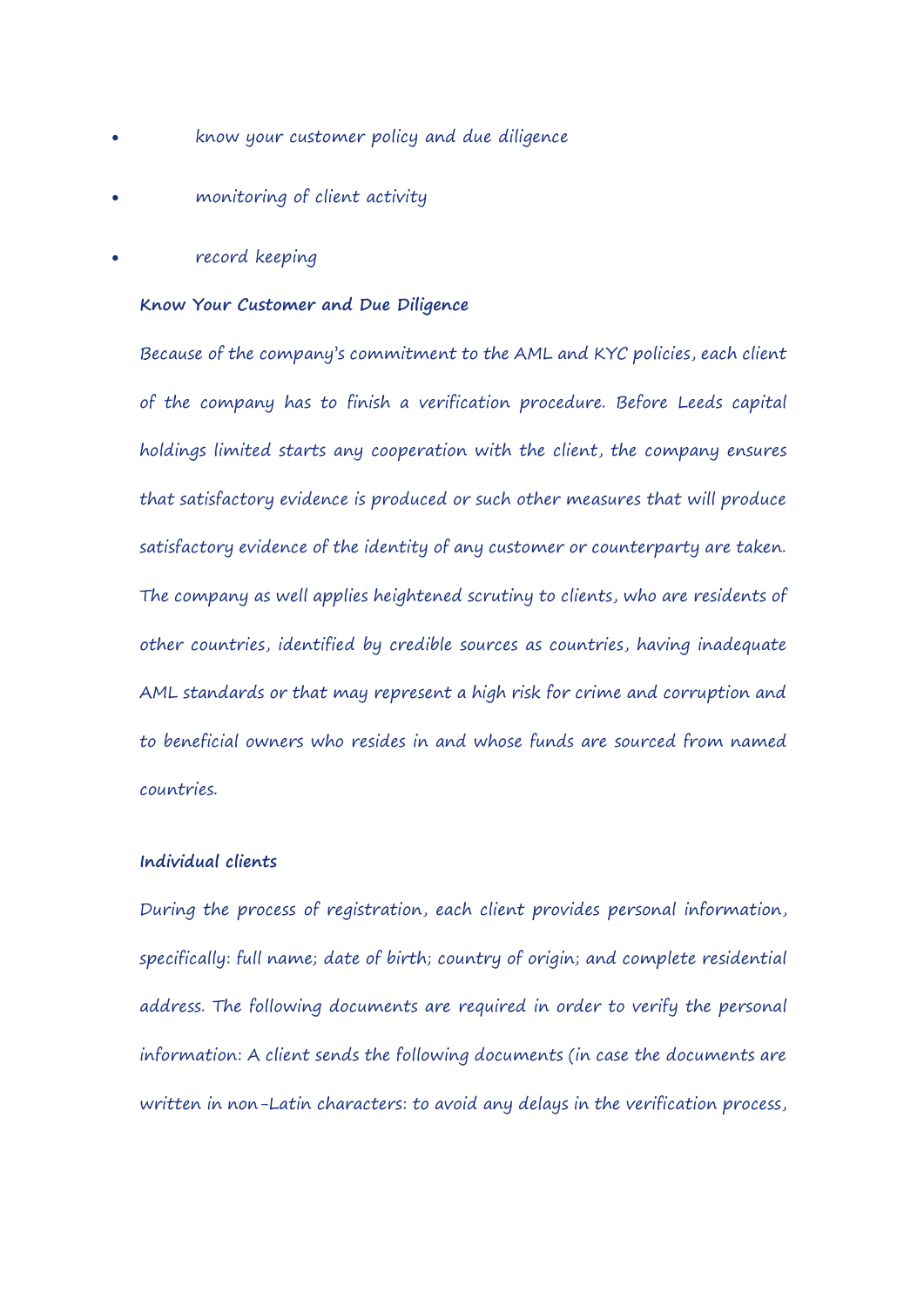- know your customer policy and due diligence
- monitoring of client activity
- record keeping

**Know Your Customer and Due Diligence**

Because of the company's commitment to the AML and KYC policies, each client of the company has to finish a verification procedure. Before Leeds capital holdings limited starts any cooperation with the client, the company ensures that satisfactory evidence is produced or such other measures that will produce satisfactory evidence of the identity of any customer or counterparty are taken. The company as well applies heightened scrutiny to clients, who are residents of other countries, identified by credible sources as countries, having inadequate AML standards or that may represent a high risk for crime and corruption and to beneficial owners who resides in and whose funds are sourced from named countries.

**Individual clients**

During the process of registration, each client provides personal information, specifically: full name; date of birth; country of origin; and complete residential address. The following documents are required in order to verify the personal information: A client sends the following documents (in case the documents are written in non-Latin characters: to avoid any delays in the verification process,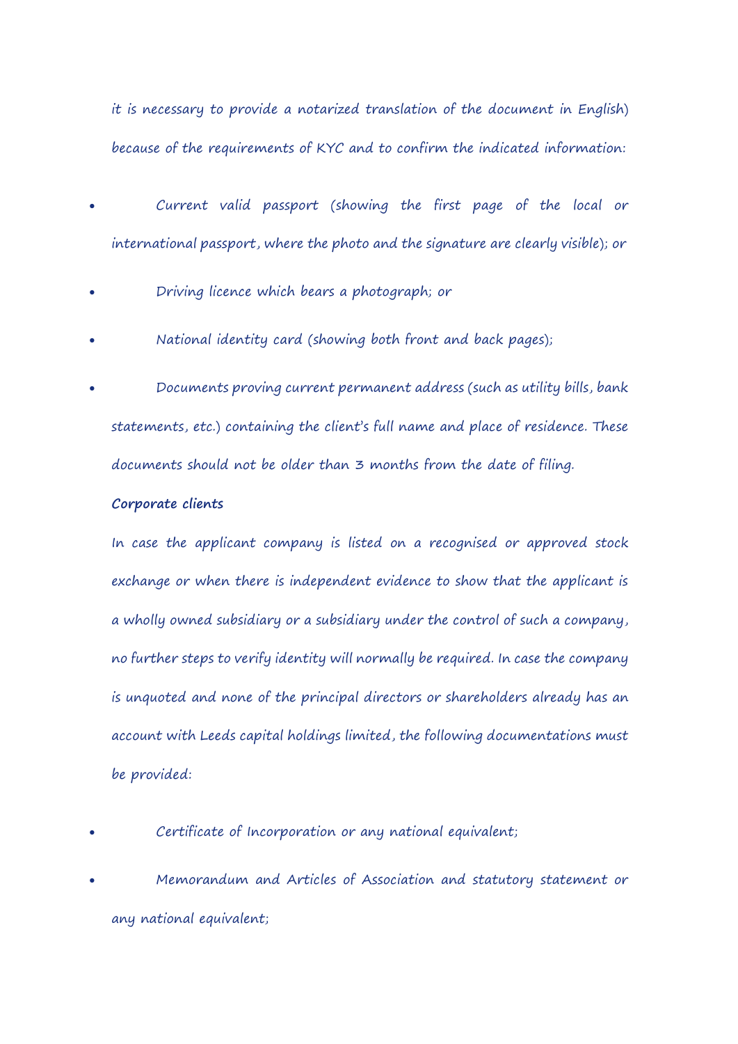it is necessary to provide a notarized translation of the document in English) because of the requirements of KYC and to confirm the indicated information:

- Current valid passport (showing the first page of the local or international passport, where the photo and the signature are clearly visible); or
- Driving licence which bears a photograph; or
- National identity card (showing both front and back pages);
- Documents proving current permanent address (such as utility bills, bank statements, etc.) containing the client's full name and place of residence. These documents should not be older than 3 months from the date of filing.

**Corporate clients**

In case the applicant company is listed on a recognised or approved stock exchange or when there is independent evidence to show that the applicant is a wholly owned subsidiary or a subsidiary under the control of such a company, no further steps to verify identity will normally be required. In case the company is unquoted and none of the principal directors or shareholders already has an account with Leeds capital holdings limited, the following documentations must be provided:

- Certificate of Incorporation or any national equivalent;
- Memorandum and Articles of Association and statutory statement or any national equivalent;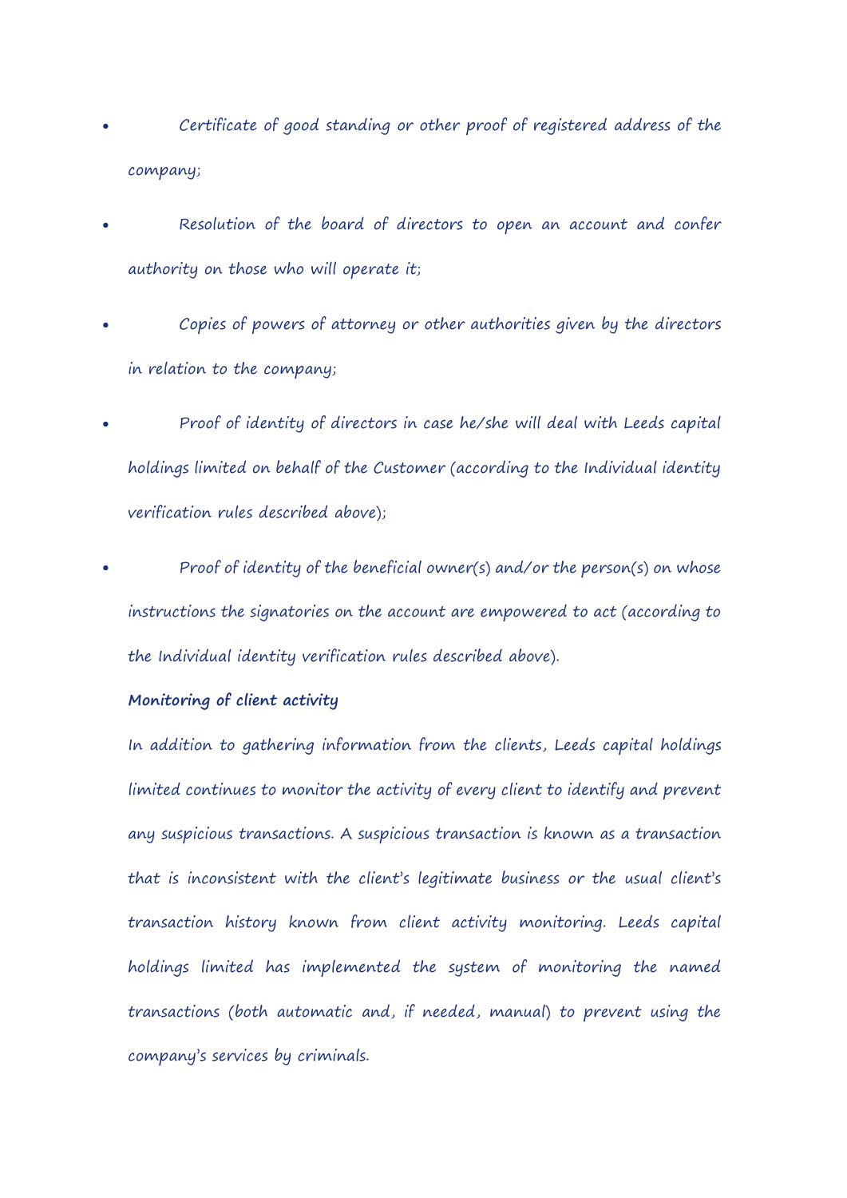- Certificate of good standing or other proof of registered address of the company;
- Resolution of the board of directors to open an account and confer authority on those who will operate it;
- Copies of powers of attorney or other authorities given by the directors in relation to the company;
- Proof of identity of directors in case he/she will deal with Leeds capital holdings limited on behalf of the Customer (according to the Individual identity verification rules described above);
- Proof of identity of the beneficial owner(s) and/or the person(s) on whose instructions the signatories on the account are empowered to act (according to the Individual identity verification rules described above).

**Monitoring of client activity**

In addition to gathering information from the clients, Leeds capital holdings limited continues to monitor the activity of every client to identify and prevent any suspicious transactions. A suspicious transaction is known as a transaction that is inconsistent with the client's legitimate business or the usual client's transaction history known from client activity monitoring. Leeds capital holdings limited has implemented the system of monitoring the named transactions (both automatic and, if needed, manual) to prevent using the company's services by criminals.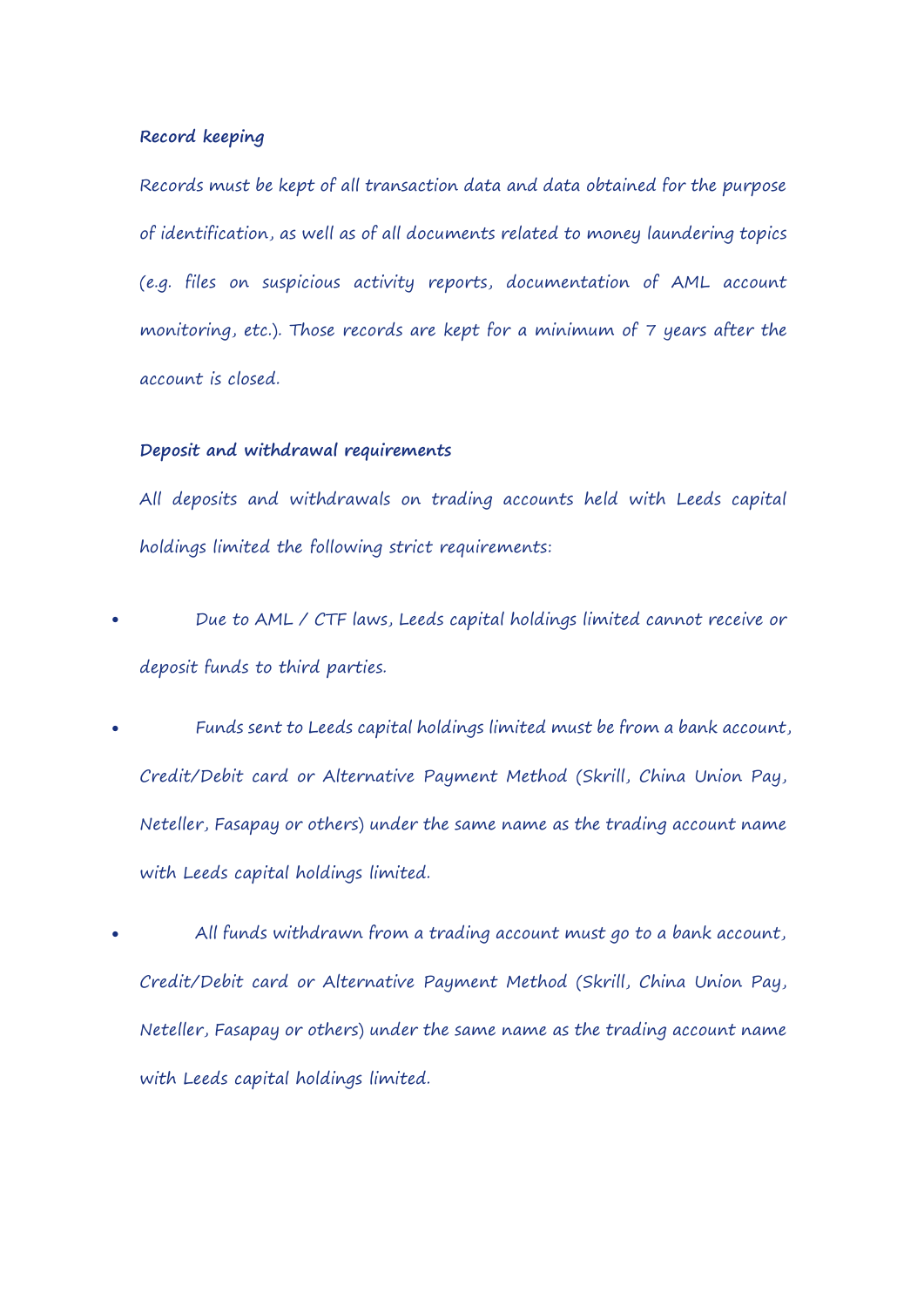**Record keeping**

Records must be kept of all transaction data and data obtained for the purpose of identification, as well as of all documents related to money laundering topics (e.g. files on suspicious activity reports, documentation of AML account monitoring, etc.). Those records are kept for a minimum of 7 years after the account is closed.

**Deposit and withdrawal requirements**

All deposits and withdrawals on trading accounts held with Leeds capital holdings limited the following strict requirements:

- Due to AML / CTF laws, Leeds capital holdings limited cannot receive or deposit funds to third parties.
- Funds sent to Leeds capital holdings limited must be from a bank account, Credit/Debit card or Alternative Payment Method (Skrill, China Union Pay, Neteller, Fasapay or others) under the same name as the trading account name with Leeds capital holdings limited.
- All funds withdrawn from a trading account must go to a bank account, Credit/Debit card or Alternative Payment Method (Skrill, China Union Pay, Neteller, Fasapay or others) under the same name as the trading account name with Leeds capital holdings limited.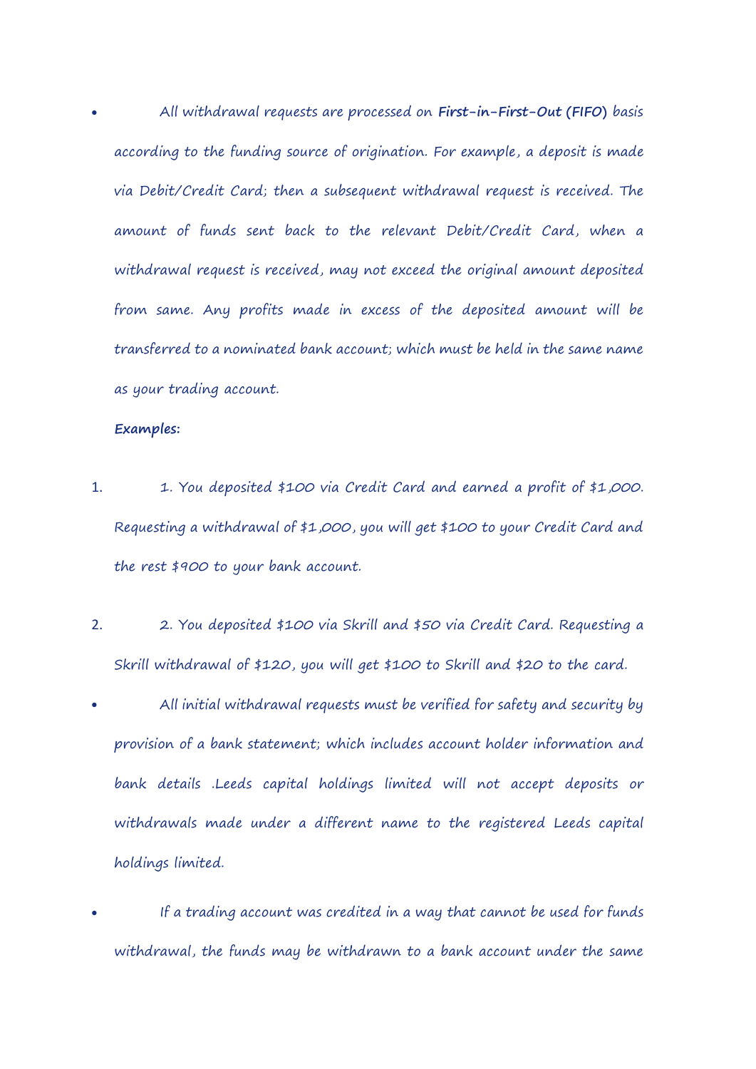- All withdrawal requests are processed on **First-in-First-Out (FIFO)** basis according to the funding source of origination. For example, a deposit is made via Debit/Credit Card; then a subsequent withdrawal request is received. The amount of funds sent back to the relevant Debit/Credit Card, when a withdrawal request is received, may not exceed the original amount deposited from same. Any profits made in excess of the deposited amount will be transferred to a nominated bank account; which must be held in the same name as your trading account.

**Examples:**

1. 1. You deposited $100 via Credit Card and earned a profit of $1,000. Requesting a withdrawal of $1,000, you will get $100 to your Credit Card and the rest $900 to your bank account.

2. 2. You deposited $100 via Skrill and $50 via Credit Card. Requesting a Skrill withdrawal of $120, you will get $100 to Skrill and $20 to the card.

- All initial withdrawal requests must be verified for safety and security by provision of a bank statement; which includes account holder information and bank details .Leeds capital holdings limited will not accept deposits or withdrawals made under a different name to the registered Leeds capital holdings limited.

- If a trading account was credited in a way that cannot be used for funds withdrawal, the funds may be withdrawn to a bank account under the same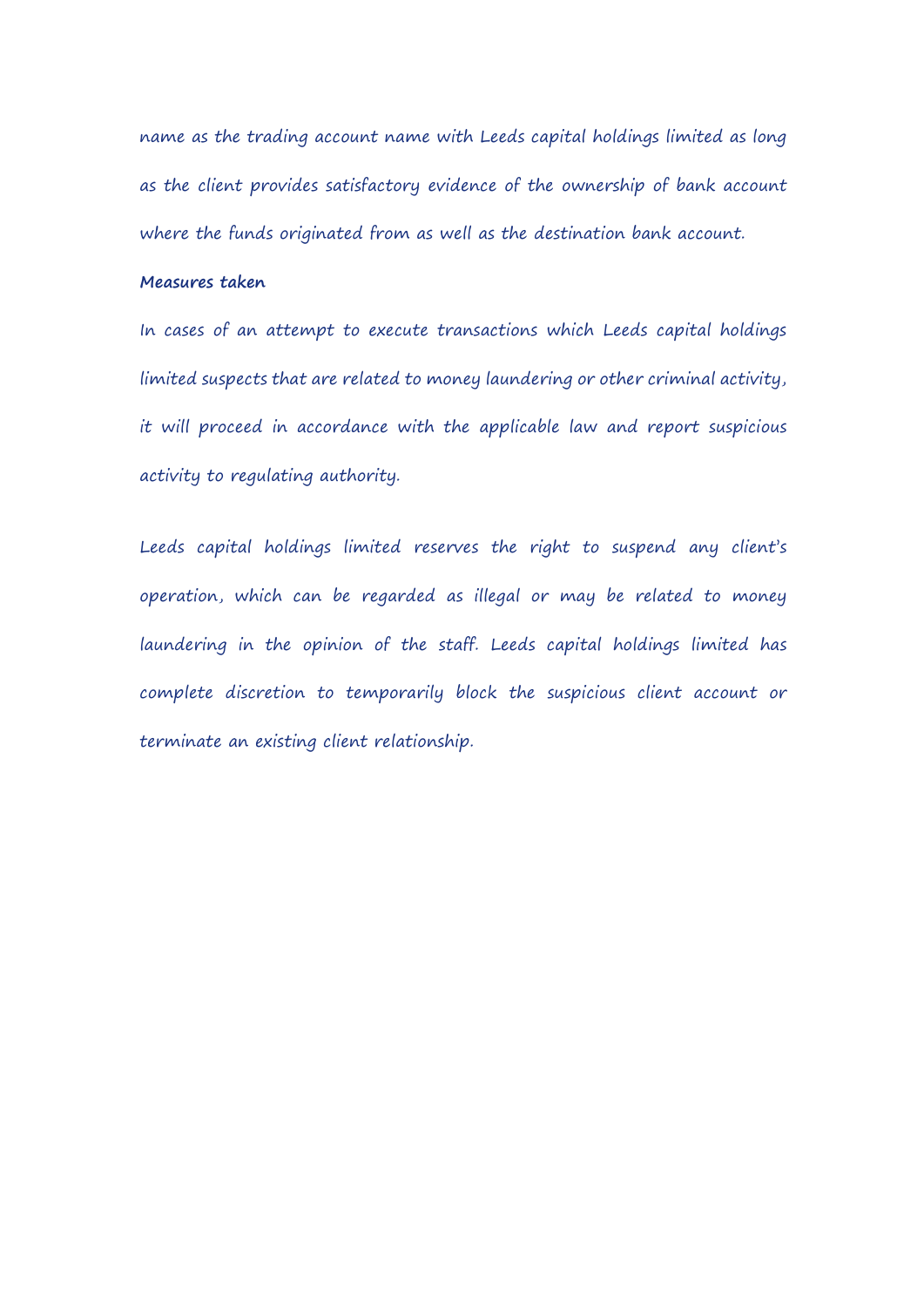name as the trading account name with Leeds capital holdings limited as long as the client provides satisfactory evidence of the ownership of bank account where the funds originated from as well as the destination bank account.

**Measures taken**

In cases of an attempt to execute transactions which Leeds capital holdings limited suspects that are related to money laundering or other criminal activity, it will proceed in accordance with the applicable law and report suspicious activity to regulating authority.

Leeds capital holdings limited reserves the right to suspend any client's operation, which can be regarded as illegal or may be related to money laundering in the opinion of the staff. Leeds capital holdings limited has complete discretion to temporarily block the suspicious client account or terminate an existing client relationship.